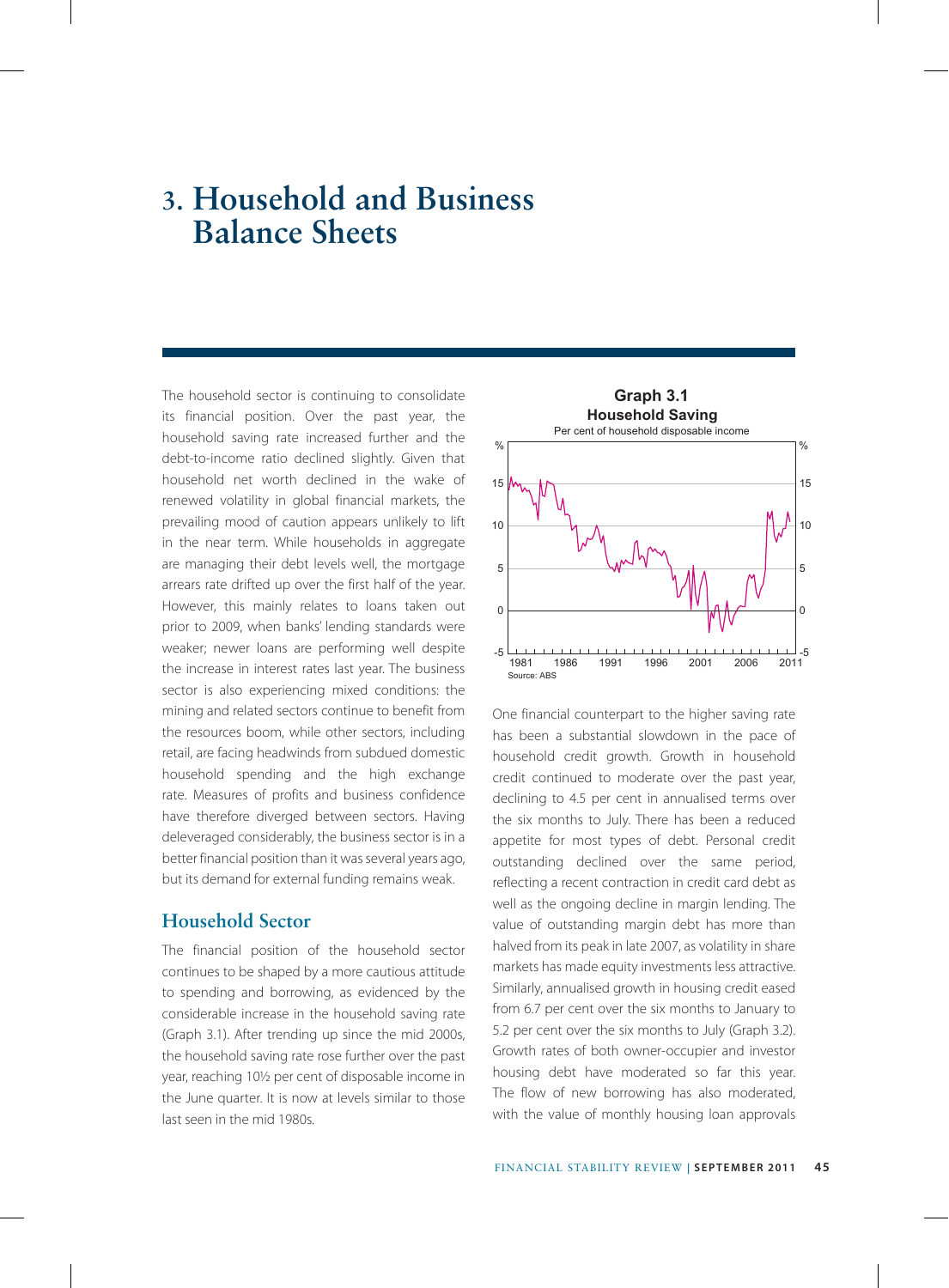# 3. Household and Business Balance Sheets

The household sector is continuing to consolidate its financial position. Over the past year, the household saving rate increased further and the debt-to-income ratio declined slightly. Given that household net worth declined in the wake of renewed volatility in global financial markets, the prevailing mood of caution appears unlikely to lift in the near term. While households in aggregate are managing their debt levels well, the mortgage arrears rate drifted up over the first half of the year. However, this mainly relates to loans taken out prior to 2009, when banks' lending standards were weaker; newer loans are performing well despite the increase in interest rates last year. The business sector is also experiencing mixed conditions: the mining and related sectors continue to benefit from the resources boom, while other sectors, including retail, are facing headwinds from subdued domestic household spending and the high exchange rate. Measures of profits and business confidence have therefore diverged between sectors. Having deleveraged considerably, the business sector is in a better financial position than it was several years ago, but its demand for external funding remains weak.

## Household Sector

The financial position of the household sector continues to be shaped by a more cautious attitude to spending and borrowing, as evidenced by the considerable increase in the household saving rate (Graph 3.1). After trending up since the mid 2000s, the household saving rate rose further over the past year, reaching 10½ per cent of disposable income in the June quarter. It is now at levels similar to those last seen in the mid 1980s.

**Graph 3.1**
**Household Saving**
Per cent of household disposable income

Source: ABS

One financial counterpart to the higher saving rate has been a substantial slowdown in the pace of household credit growth. Growth in household credit continued to moderate over the past year, declining to 4.5 per cent in annualised terms over the six months to July. There has been a reduced appetite for most types of debt. Personal credit outstanding declined over the same period, reflecting a recent contraction in credit card debt as well as the ongoing decline in margin lending. The value of outstanding margin debt has more than halved from its peak in late 2007, as volatility in share markets has made equity investments less attractive. Similarly, annualised growth in housing credit eased from 6.7 per cent over the six months to January to 5.2 per cent over the six months to July (Graph 3.2). Growth rates of both owner-occupier and investor housing debt have moderated so far this year. The flow of new borrowing has also moderated, with the value of monthly housing loan approvals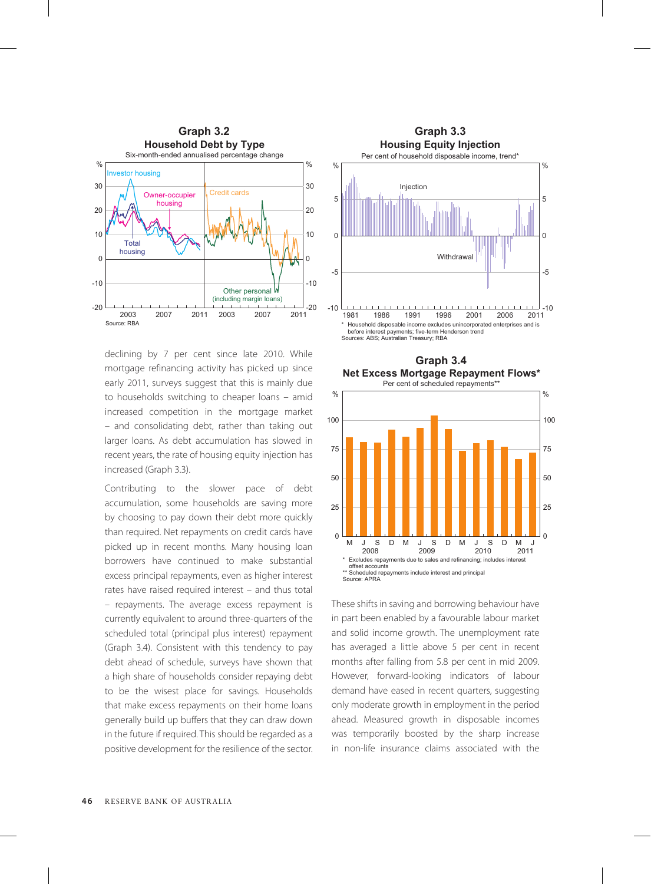**Graph 3.2**
**Household Debt by Type**
Six-month-ended annualised percentage change

Source: RBA

**Graph 3.3**
**Housing Equity Injection**
Per cent of household disposable income, trend*

\* Household disposable income excludes unincorporated enterprises and is before interest payments; five-term Henderson trend
Sources: ABS; Australian Treasury; RBA

declining by 7 per cent since late 2010. While mortgage refinancing activity has picked up since early 2011, surveys suggest that this is mainly due to households switching to cheaper loans – amid increased competition in the mortgage market – and consolidating debt, rather than taking out larger loans. As debt accumulation has slowed in recent years, the rate of housing equity injection has increased (Graph 3.3).

Contributing to the slower pace of debt accumulation, some households are saving more by choosing to pay down their debt more quickly than required. Net repayments on credit cards have picked up in recent months. Many housing loan borrowers have continued to make substantial excess principal repayments, even as higher interest rates have raised required interest – and thus total – repayments. The average excess repayment is currently equivalent to around three-quarters of the scheduled total (principal plus interest) repayment (Graph 3.4). Consistent with this tendency to pay debt ahead of schedule, surveys have shown that a high share of households consider repaying debt to be the wisest place for savings. Households that make excess repayments on their home loans generally build up buffers that they can draw down in the future if required. This should be regarded as a positive development for the resilience of the sector.

**Graph 3.4**
**Net Excess Mortgage Repayment Flows***
Per cent of scheduled repayments**

\* Excludes repayments due to sales and refinancing; includes interest offset accounts
\*\* Scheduled repayments include interest and principal
Source: APRA

These shifts in saving and borrowing behaviour have in part been enabled by a favourable labour market and solid income growth. The unemployment rate has averaged a little above 5 per cent in recent months after falling from 5.8 per cent in mid 2009. However, forward-looking indicators of labour demand have eased in recent quarters, suggesting only moderate growth in employment in the period ahead. Measured growth in disposable incomes was temporarily boosted by the sharp increase in non-life insurance claims associated with the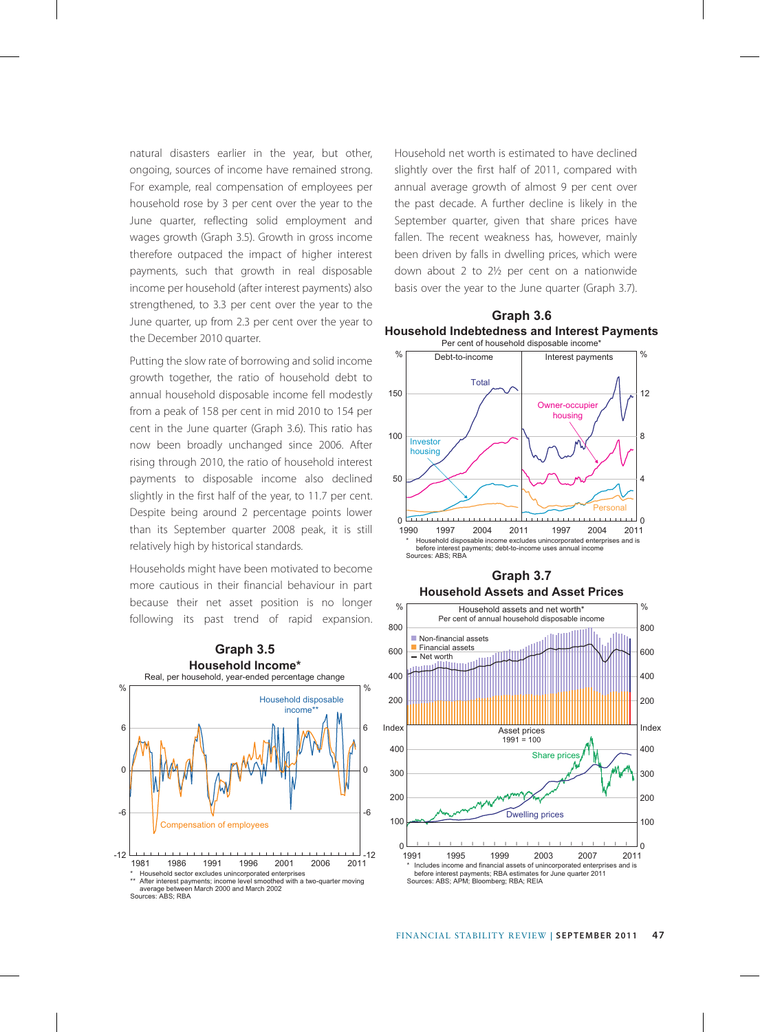natural disasters earlier in the year, but other, ongoing, sources of income have remained strong. For example, real compensation of employees per household rose by 3 per cent over the year to the June quarter, reflecting solid employment and wages growth (Graph 3.5). Growth in gross income therefore outpaced the impact of higher interest payments, such that growth in real disposable income per household (after interest payments) also strengthened, to 3.3 per cent over the year to the June quarter, up from 2.3 per cent over the year to the December 2010 quarter.

Putting the slow rate of borrowing and solid income growth together, the ratio of household debt to annual household disposable income fell modestly from a peak of 158 per cent in mid 2010 to 154 per cent in the June quarter (Graph 3.6). This ratio has now been broadly unchanged since 2006. After rising through 2010, the ratio of household interest payments to disposable income also declined slightly in the first half of the year, to 11.7 per cent. Despite being around 2 percentage points lower than its September quarter 2008 peak, it is still relatively high by historical standards.

Households might have been motivated to become more cautious in their financial behaviour in part because their net asset position is no longer following its past trend of rapid expansion.

**Graph 3.5**
**Household Income***
Real, per household, year-ended percentage change

\* Household sector excludes unincorporated enterprises
\*\* After interest payments; income level smoothed with a two-quarter moving average between March 2000 and March 2002
Sources: ABS; RBA

Household net worth is estimated to have declined slightly over the first half of 2011, compared with annual average growth of almost 9 per cent over the past decade. A further decline is likely in the September quarter, given that share prices have fallen. The recent weakness has, however, mainly been driven by falls in dwelling prices, which were down about 2 to 2½ per cent on a nationwide basis over the year to the June quarter (Graph 3.7).

**Graph 3.6**
**Household Indebtedness and Interest Payments**
Per cent of household disposable income*

\* Household disposable income excludes unincorporated enterprises and is before interest payments; debt-to-income uses annual income
Sources: ABS; RBA

**Graph 3.7**
**Household Assets and Asset Prices**

\* Includes income and financial assets of unincorporated enterprises and is before interest payments; RBA estimates for June quarter 2011
Sources: ABS; APM; Bloomberg; RBA; REIA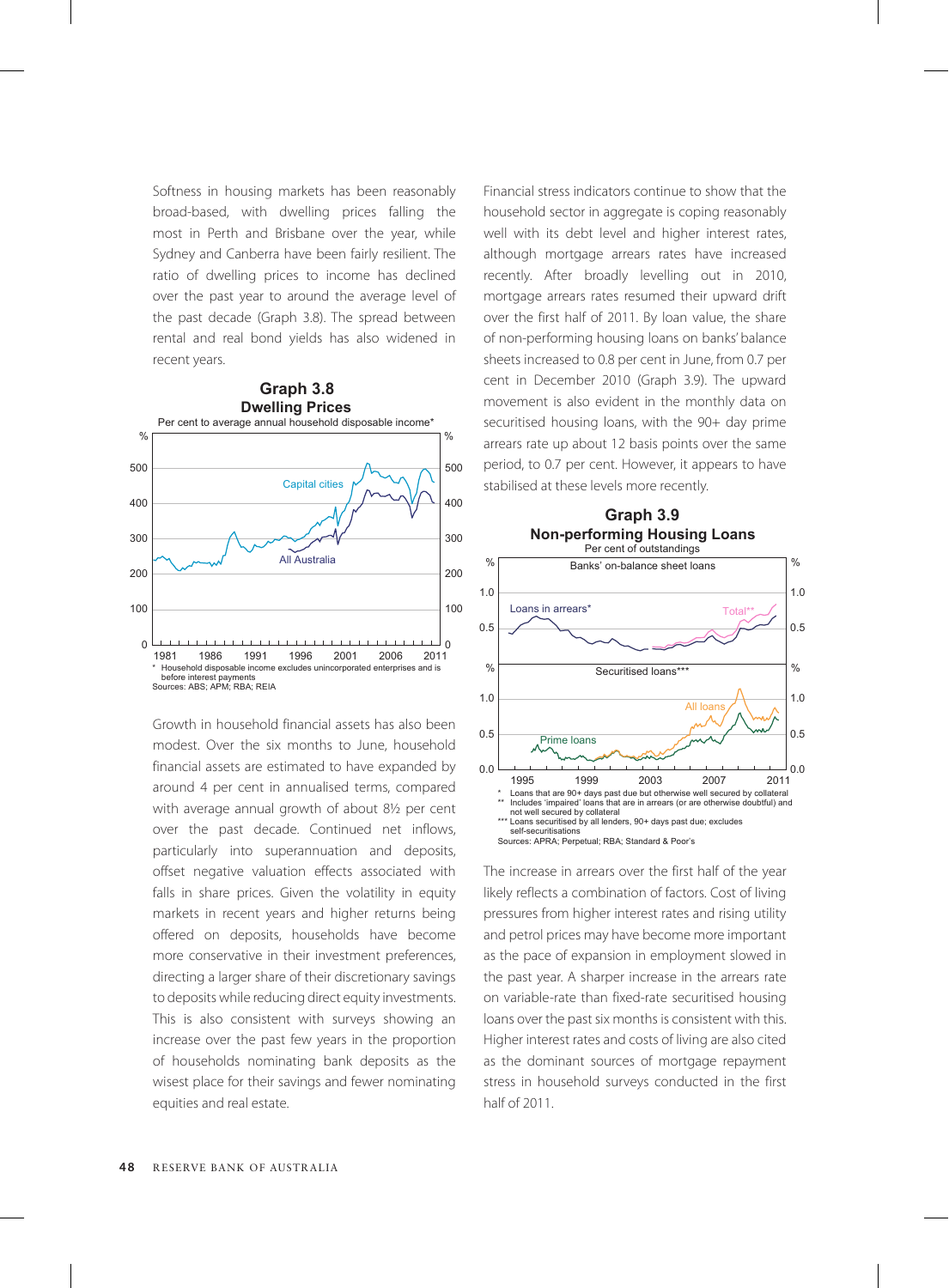Softness in housing markets has been reasonably broad-based, with dwelling prices falling the most in Perth and Brisbane over the year, while Sydney and Canberra have been fairly resilient. The ratio of dwelling prices to income has declined over the past year to around the average level of the past decade (Graph 3.8). The spread between rental and real bond yields has also widened in recent years.

**Graph 3.8**
**Dwelling Prices**
Per cent to average annual household disposable income*

\* Household disposable income excludes unincorporated enterprises and is before interest payments
Sources: ABS; APM; RBA; REIA

Growth in household financial assets has also been modest. Over the six months to June, household financial assets are estimated to have expanded by around 4 per cent in annualised terms, compared with average annual growth of about 8½ per cent over the past decade. Continued net inflows, particularly into superannuation and deposits, offset negative valuation effects associated with falls in share prices. Given the volatility in equity markets in recent years and higher returns being offered on deposits, households have become more conservative in their investment preferences, directing a larger share of their discretionary savings to deposits while reducing direct equity investments. This is also consistent with surveys showing an increase over the past few years in the proportion of households nominating bank deposits as the wisest place for their savings and fewer nominating equities and real estate.

Financial stress indicators continue to show that the household sector in aggregate is coping reasonably well with its debt level and higher interest rates, although mortgage arrears rates have increased recently. After broadly levelling out in 2010, mortgage arrears rates resumed their upward drift over the first half of 2011. By loan value, the share of non-performing housing loans on banks' balance sheets increased to 0.8 per cent in June, from 0.7 per cent in December 2010 (Graph 3.9). The upward movement is also evident in the monthly data on securitised housing loans, with the 90+ day prime arrears rate up about 12 basis points over the same period, to 0.7 per cent. However, it appears to have stabilised at these levels more recently.

**Graph 3.9**
**Non-performing Housing Loans**
Per cent of outstandings

\* Loans that are 90+ days past due but otherwise well secured by collateral
\*\* Includes 'impaired' loans that are in arrears (or are otherwise doubtful) and not well secured by collateral
\*\*\* Loans securitised by all lenders, 90+ days past due; excludes self-securitisations
Sources: APRA; Perpetual; RBA; Standard & Poor's

The increase in arrears over the first half of the year likely reflects a combination of factors. Cost of living pressures from higher interest rates and rising utility and petrol prices may have become more important as the pace of expansion in employment slowed in the past year. A sharper increase in the arrears rate on variable-rate than fixed-rate securitised housing loans over the past six months is consistent with this. Higher interest rates and costs of living are also cited as the dominant sources of mortgage repayment stress in household surveys conducted in the first half of 2011.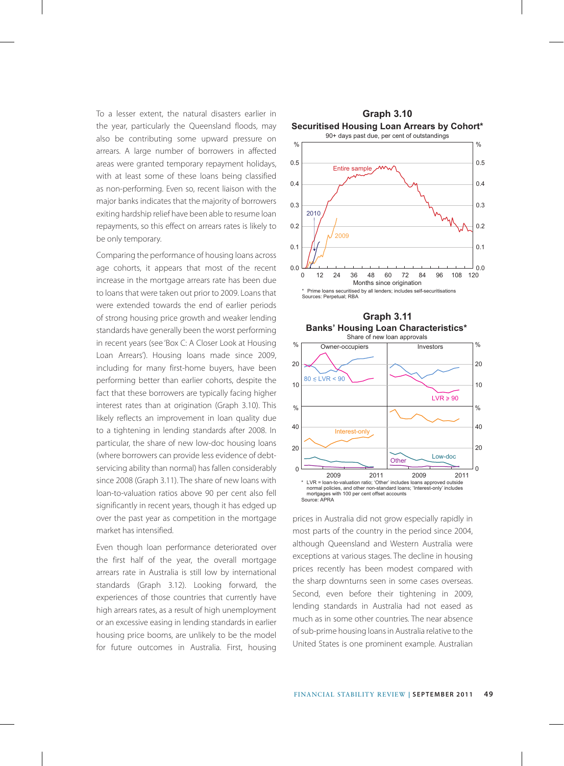To a lesser extent, the natural disasters earlier in the year, particularly the Queensland floods, may also be contributing some upward pressure on arrears. A large number of borrowers in affected areas were granted temporary repayment holidays, with at least some of these loans being classified as non-performing. Even so, recent liaison with the major banks indicates that the majority of borrowers exiting hardship relief have been able to resume loan repayments, so this effect on arrears rates is likely to be only temporary.

Comparing the performance of housing loans across age cohorts, it appears that most of the recent increase in the mortgage arrears rate has been due to loans that were taken out prior to 2009. Loans that were extended towards the end of earlier periods of strong housing price growth and weaker lending standards have generally been the worst performing in recent years (see 'Box C: A Closer Look at Housing Loan Arrears'). Housing loans made since 2009, including for many first-home buyers, have been performing better than earlier cohorts, despite the fact that these borrowers are typically facing higher interest rates than at origination (Graph 3.10). This likely reflects an improvement in loan quality due to a tightening in lending standards after 2008. In particular, the share of new low-doc housing loans (where borrowers can provide less evidence of debt-servicing ability than normal) has fallen considerably since 2008 (Graph 3.11). The share of new loans with loan-to-valuation ratios above 90 per cent also fell significantly in recent years, though it has edged up over the past year as competition in the mortgage market has intensified.

Even though loan performance deteriorated over the first half of the year, the overall mortgage arrears rate in Australia is still low by international standards (Graph 3.12). Looking forward, the experiences of those countries that currently have high arrears rates, as a result of high unemployment or an excessive easing in lending standards in earlier housing price booms, are unlikely to be the model for future outcomes in Australia. First, housing

**Graph 3.10**
**Securitised Housing Loan Arrears by Cohort***
90+ days past due, per cent of outstandings

\* Prime loans securitised by all lenders; includes self-securitisations
Sources: Perpetual; RBA

**Graph 3.11**
**Banks' Housing Loan Characteristics***
Share of new loan approvals

\* LVR = loan-to-valuation ratio; 'Other' includes loans approved outside normal policies, and other non-standard loans; 'Interest-only' includes mortgages with 100 per cent offset accounts
Source: APRA

prices in Australia did not grow especially rapidly in most parts of the country in the period since 2004, although Queensland and Western Australia were exceptions at various stages. The decline in housing prices recently has been modest compared with the sharp downturns seen in some cases overseas. Second, even before their tightening in 2009, lending standards in Australia had not eased as much as in some other countries. The near absence of sub-prime housing loans in Australia relative to the United States is one prominent example. Australian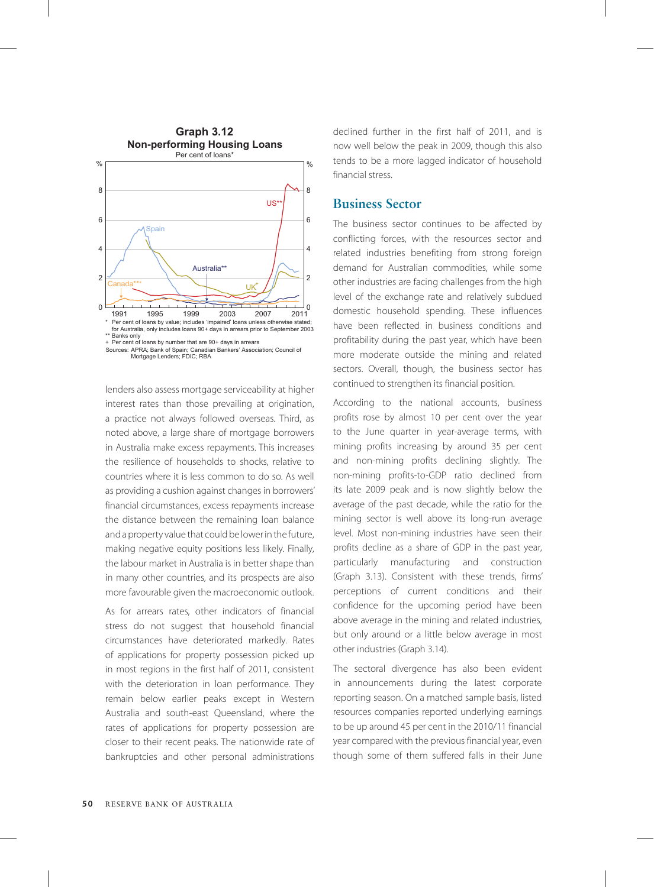**Graph 3.12**
**Non-performing Housing Loans**
Per cent of loans*

\* Per cent of loans by value; includes 'impaired' loans unless otherwise stated; for Australia, only includes loans 90+ days in arrears prior to September 2003
\*\* Banks only
\+ Per cent of loans by number that are 90+ days in arrears
Sources: APRA; Bank of Spain; Canadian Bankers' Association; Council of Mortgage Lenders; FDIC; RBA

lenders also assess mortgage serviceability at higher interest rates than those prevailing at origination, a practice not always followed overseas. Third, as noted above, a large share of mortgage borrowers in Australia make excess repayments. This increases the resilience of households to shocks, relative to countries where it is less common to do so. As well as providing a cushion against changes in borrowers' financial circumstances, excess repayments increase the distance between the remaining loan balance and a property value that could be lower in the future, making negative equity positions less likely. Finally, the labour market in Australia is in better shape than in many other countries, and its prospects are also more favourable given the macroeconomic outlook.

As for arrears rates, other indicators of financial stress do not suggest that household financial circumstances have deteriorated markedly. Rates of applications for property possession picked up in most regions in the first half of 2011, consistent with the deterioration in loan performance. They remain below earlier peaks except in Western Australia and south-east Queensland, where the rates of applications for property possession are closer to their recent peaks. The nationwide rate of bankruptcies and other personal administrations declined further in the first half of 2011, and is now well below the peak in 2009, though this also tends to be a more lagged indicator of household financial stress.

## Business Sector

The business sector continues to be affected by conflicting forces, with the resources sector and related industries benefiting from strong foreign demand for Australian commodities, while some other industries are facing challenges from the high level of the exchange rate and relatively subdued domestic household spending. These influences have been reflected in business conditions and profitability during the past year, which have been more moderate outside the mining and related sectors. Overall, though, the business sector has continued to strengthen its financial position.

According to the national accounts, business profits rose by almost 10 per cent over the year to the June quarter in year-average terms, with mining profits increasing by around 35 per cent and non-mining profits declining slightly. The non-mining profits-to-GDP ratio declined from its late 2009 peak and is now slightly below the average of the past decade, while the ratio for the mining sector is well above its long-run average level. Most non-mining industries have seen their profits decline as a share of GDP in the past year, particularly manufacturing and construction (Graph 3.13). Consistent with these trends, firms' perceptions of current conditions and their confidence for the upcoming period have been above average in the mining and related industries, but only around or a little below average in most other industries (Graph 3.14).

The sectoral divergence has also been evident in announcements during the latest corporate reporting season. On a matched sample basis, listed resources companies reported underlying earnings to be up around 45 per cent in the 2010/11 financial year compared with the previous financial year, even though some of them suffered falls in their June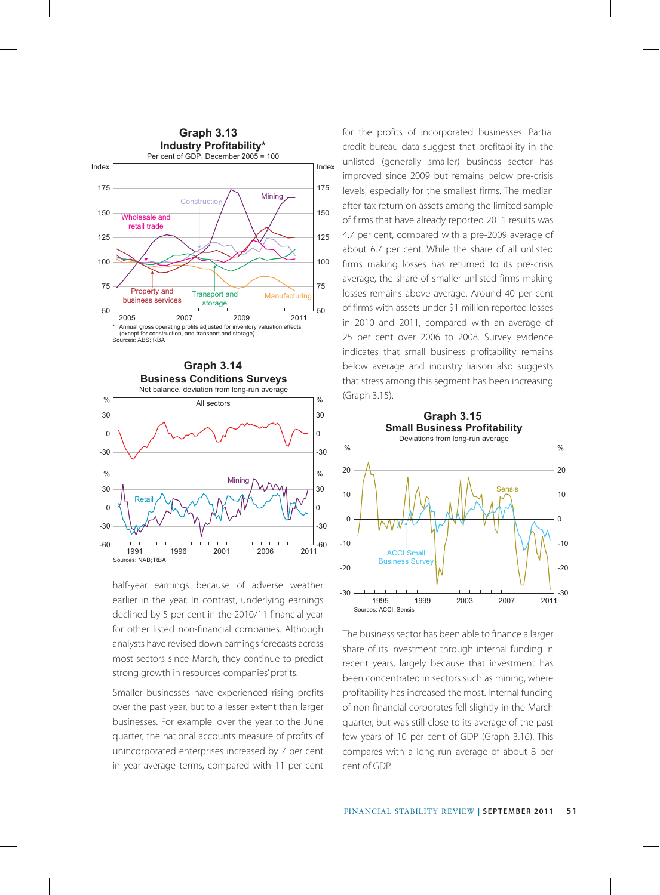**Graph 3.13**
**Industry Profitability***
Per cent of GDP, December 2005 = 100

\* Annual gross operating profits adjusted for inventory valuation effects (except for construction, and transport and storage)
Sources: ABS; RBA

**Graph 3.14**
**Business Conditions Surveys**
Net balance, deviation from long-run average

Sources: NAB; RBA

half-year earnings because of adverse weather earlier in the year. In contrast, underlying earnings declined by 5 per cent in the 2010/11 financial year for other listed non-financial companies. Although analysts have revised down earnings forecasts across most sectors since March, they continue to predict strong growth in resources companies' profits.

Smaller businesses have experienced rising profits over the past year, but to a lesser extent than larger businesses. For example, over the year to the June quarter, the national accounts measure of profits of unincorporated enterprises increased by 7 per cent in year-average terms, compared with 11 per cent for the profits of incorporated businesses. Partial credit bureau data suggest that profitability in the unlisted (generally smaller) business sector has improved since 2009 but remains below pre-crisis levels, especially for the smallest firms. The median after-tax return on assets among the limited sample of firms that have already reported 2011 results was 4.7 per cent, compared with a pre-2009 average of about 6.7 per cent. While the share of all unlisted firms making losses has returned to its pre-crisis average, the share of smaller unlisted firms making losses remains above average. Around 40 per cent of firms with assets under $1 million reported losses in 2010 and 2011, compared with an average of 25 per cent over 2006 to 2008. Survey evidence indicates that small business profitability remains below average and industry liaison also suggests that stress among this segment has been increasing (Graph 3.15).

**Graph 3.15**
**Small Business Profitability**
Deviations from long-run average

Sources: ACCI; Sensis

The business sector has been able to finance a larger share of its investment through internal funding in recent years, largely because that investment has been concentrated in sectors such as mining, where profitability has increased the most. Internal funding of non-financial corporates fell slightly in the March quarter, but was still close to its average of the past few years of 10 per cent of GDP (Graph 3.16). This compares with a long-run average of about 8 per cent of GDP.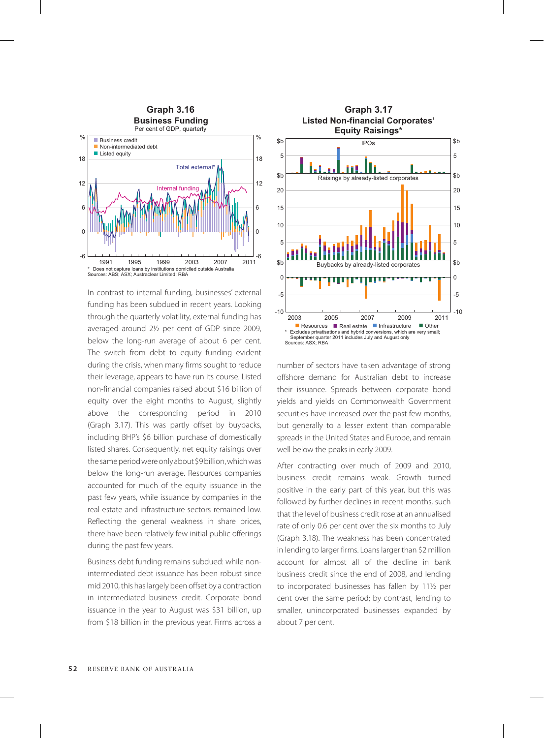**Graph 3.16**
**Business Funding**
Per cent of GDP, quarterly

\* Does not capture loans by institutions domiciled outside Australia
Sources: ABS; ASX; Austraclear Limited; RBA

**Graph 3.17**
**Listed Non-financial Corporates' Equity Raisings\***

\* Excludes privatisations and hybrid conversions, which are very small; September quarter 2011 includes July and August only
Sources: ASX; RBA

In contrast to internal funding, businesses' external funding has been subdued in recent years. Looking through the quarterly volatility, external funding has averaged around 2½ per cent of GDP since 2009, below the long-run average of about 6 per cent. The switch from debt to equity funding evident during the crisis, when many firms sought to reduce their leverage, appears to have run its course. Listed non-financial companies raised about $16 billion of equity over the eight months to August, slightly above the corresponding period in 2010 (Graph 3.17). This was partly offset by buybacks, including BHP's $6 billion purchase of domestically listed shares. Consequently, net equity raisings over the same period were only about $9 billion, which was below the long-run average. Resources companies accounted for much of the equity issuance in the past few years, while issuance by companies in the real estate and infrastructure sectors remained low. Reflecting the general weakness in share prices, there have been relatively few initial public offerings during the past few years.

Business debt funding remains subdued: while non-intermediated debt issuance has been robust since mid 2010, this has largely been offset by a contraction in intermediated business credit. Corporate bond issuance in the year to August was $31 billion, up from $18 billion in the previous year. Firms across a number of sectors have taken advantage of strong offshore demand for Australian debt to increase their issuance. Spreads between corporate bond yields and yields on Commonwealth Government securities have increased over the past few months, but generally to a lesser extent than comparable spreads in the United States and Europe, and remain well below the peaks in early 2009.

After contracting over much of 2009 and 2010, business credit remains weak. Growth turned positive in the early part of this year, but this was followed by further declines in recent months, such that the level of business credit rose at an annualised rate of only 0.6 per cent over the six months to July (Graph 3.18). The weakness has been concentrated in lending to larger firms. Loans larger than $2 million account for almost all of the decline in bank business credit since the end of 2008, and lending to incorporated businesses has fallen by 11½ per cent over the same period; by contrast, lending to smaller, unincorporated businesses expanded by about 7 per cent.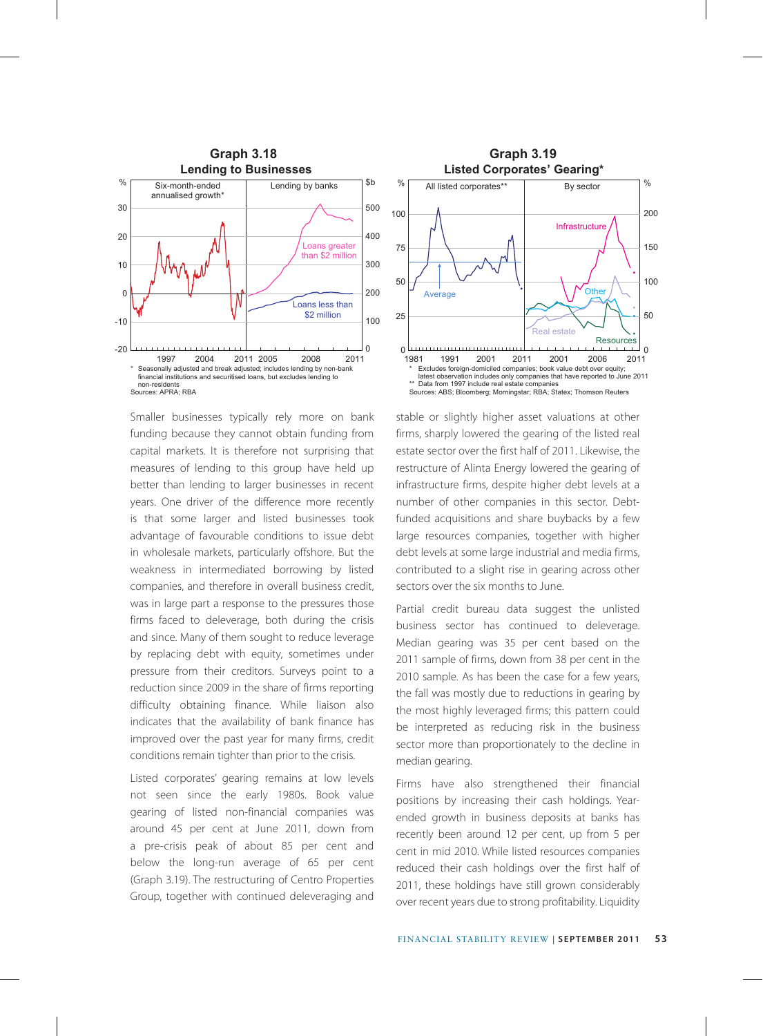**Graph 3.18**
**Lending to Businesses**

\* Seasonally adjusted and break adjusted; includes lending by non-bank financial institutions and securitised loans, but excludes lending to non-residents

Sources: APRA; RBA

**Graph 3.19**
**Listed Corporates' Gearing\***

\* Excludes foreign-domiciled companies; book value debt over equity; latest observation includes only companies that have reported to June 2011

\*\* Data from 1997 include real estate companies

Sources: ABS; Bloomberg; Morningstar; RBA; Statex; Thomson Reuters

Smaller businesses typically rely more on bank funding because they cannot obtain funding from capital markets. It is therefore not surprising that measures of lending to this group have held up better than lending to larger businesses in recent years. One driver of the difference more recently is that some larger and listed businesses took advantage of favourable conditions to issue debt in wholesale markets, particularly offshore. But the weakness in intermediated borrowing by listed companies, and therefore in overall business credit, was in large part a response to the pressures those firms faced to deleverage, both during the crisis and since. Many of them sought to reduce leverage by replacing debt with equity, sometimes under pressure from their creditors. Surveys point to a reduction since 2009 in the share of firms reporting difficulty obtaining finance. While liaison also indicates that the availability of bank finance has improved over the past year for many firms, credit conditions remain tighter than prior to the crisis.

Listed corporates' gearing remains at low levels not seen since the early 1980s. Book value gearing of listed non-financial companies was around 45 per cent at June 2011, down from a pre-crisis peak of about 85 per cent and below the long-run average of 65 per cent (Graph 3.19). The restructuring of Centro Properties Group, together with continued deleveraging and stable or slightly higher asset valuations at other firms, sharply lowered the gearing of the listed real estate sector over the first half of 2011. Likewise, the restructure of Alinta Energy lowered the gearing of infrastructure firms, despite higher debt levels at a number of other companies in this sector. Debt-funded acquisitions and share buybacks by a few large resources companies, together with higher debt levels at some large industrial and media firms, contributed to a slight rise in gearing across other sectors over the six months to June.

Partial credit bureau data suggest the unlisted business sector has continued to deleverage. Median gearing was 35 per cent based on the 2011 sample of firms, down from 38 per cent in the 2010 sample. As has been the case for a few years, the fall was mostly due to reductions in gearing by the most highly leveraged firms; this pattern could be interpreted as reducing risk in the business sector more than proportionately to the decline in median gearing.

Firms have also strengthened their financial positions by increasing their cash holdings. Year-ended growth in business deposits at banks has recently been around 12 per cent, up from 5 per cent in mid 2010. While listed resources companies reduced their cash holdings over the first half of 2011, these holdings have still grown considerably over recent years due to strong profitability. Liquidity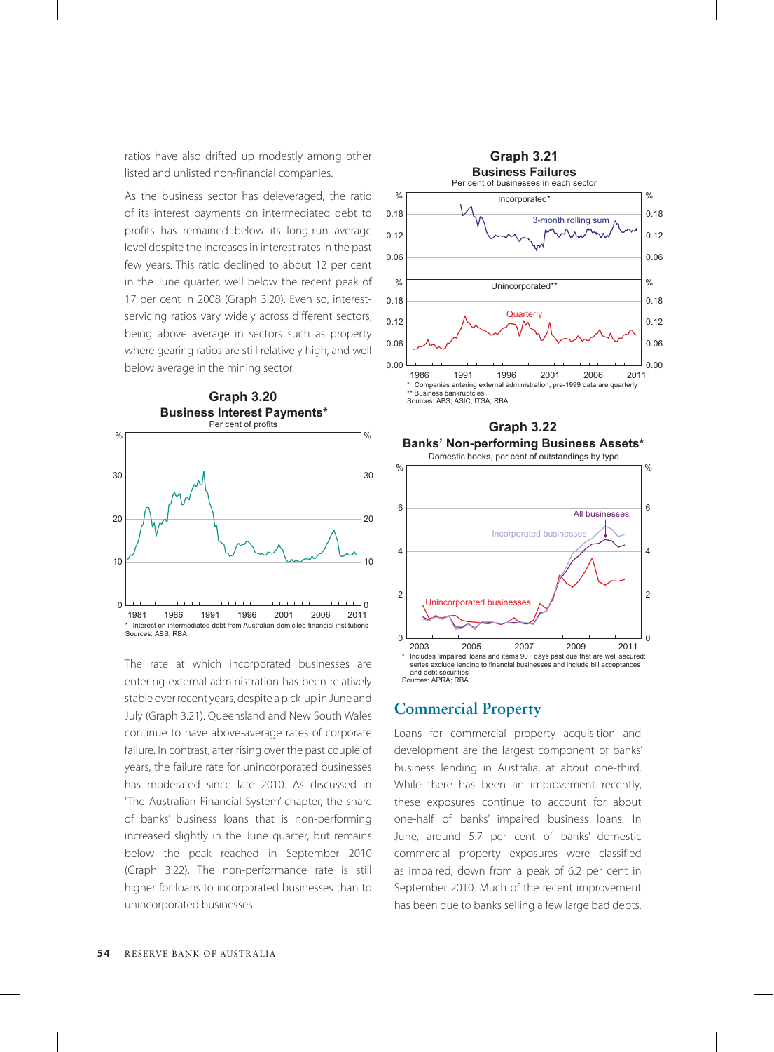ratios have also drifted up modestly among other listed and unlisted non-financial companies.

As the business sector has deleveraged, the ratio of its interest payments on intermediated debt to profits has remained below its long-run average level despite the increases in interest rates in the past few years. This ratio declined to about 12 per cent in the June quarter, well below the recent peak of 17 per cent in 2008 (Graph 3.20). Even so, interest-servicing ratios vary widely across different sectors, being above average in sectors such as property where gearing ratios are still relatively high, and well below average in the mining sector.

**Graph 3.20**
**Business Interest Payments***
Per cent of profits

\* Interest on intermediated debt from Australian-domiciled financial institutions
Sources: ABS; RBA

The rate at which incorporated businesses are entering external administration has been relatively stable over recent years, despite a pick-up in June and July (Graph 3.21). Queensland and New South Wales continue to have above-average rates of corporate failure. In contrast, after rising over the past couple of years, the failure rate for unincorporated businesses has moderated since late 2010. As discussed in 'The Australian Financial System' chapter, the share of banks' business loans that is non-performing increased slightly in the June quarter, but remains below the peak reached in September 2010 (Graph 3.22). The non-performance rate is still higher for loans to incorporated businesses than to unincorporated businesses.

**Graph 3.21**
**Business Failures**
Per cent of businesses in each sector

\* Companies entering external administration, pre-1999 data are quarterly
\*\* Business bankruptcies
Sources: ABS; ASIC; ITSA; RBA

**Graph 3.22**
**Banks' Non-performing Business Assets***
Domestic books, per cent of outstandings by type

\* Includes 'impaired' loans and items 90+ days past due that are well secured; series exclude lending to financial businesses and include bill acceptances and debt securities
Sources: APRA; RBA

## Commercial Property

Loans for commercial property acquisition and development are the largest component of banks' business lending in Australia, at about one-third. While there has been an improvement recently, these exposures continue to account for about one-half of banks' impaired business loans. In June, around 5.7 per cent of banks' domestic commercial property exposures were classified as impaired, down from a peak of 6.2 per cent in September 2010. Much of the recent improvement has been due to banks selling a few large bad debts.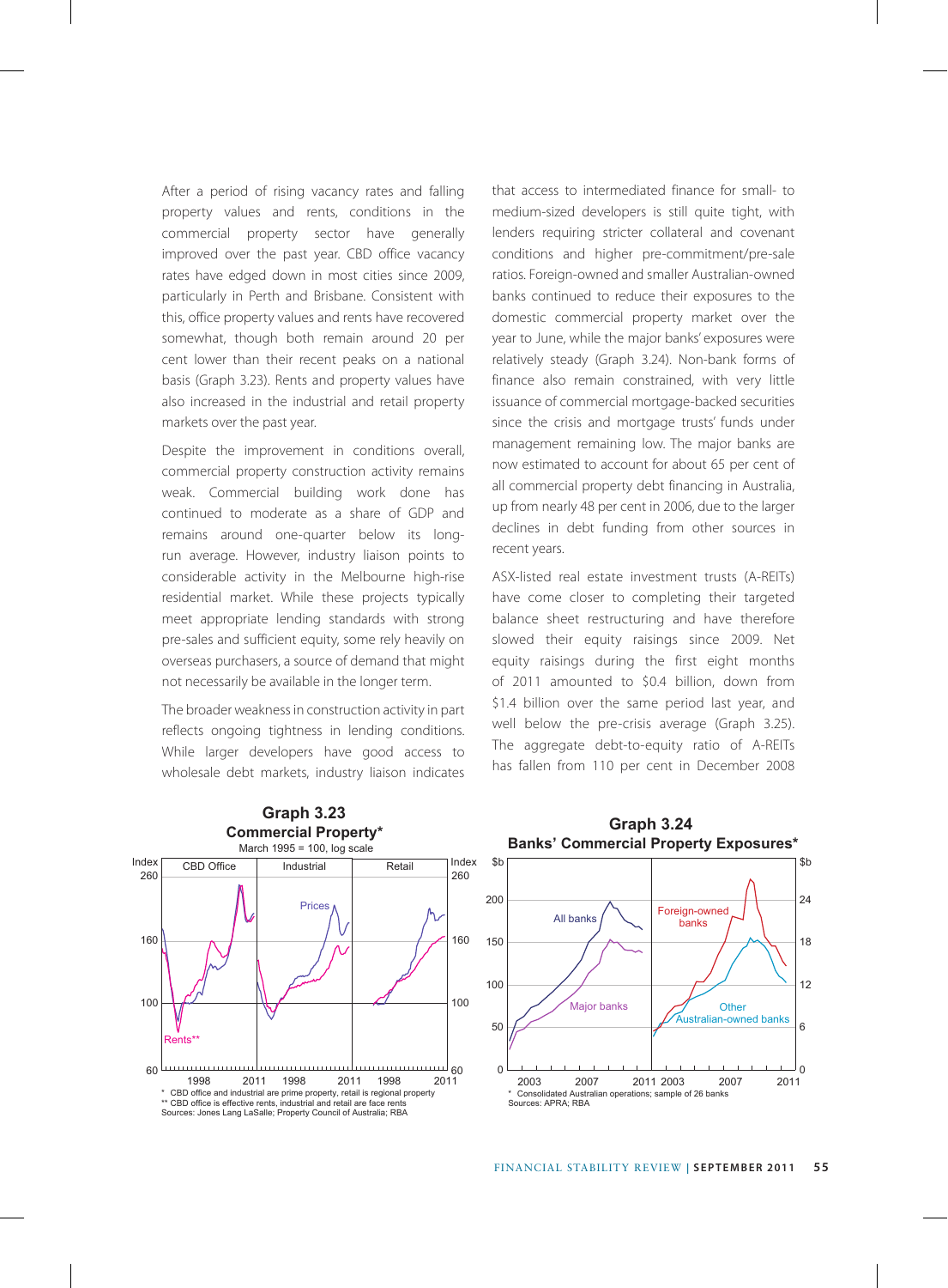After a period of rising vacancy rates and falling property values and rents, conditions in the commercial property sector have generally improved over the past year. CBD office vacancy rates have edged down in most cities since 2009, particularly in Perth and Brisbane. Consistent with this, office property values and rents have recovered somewhat, though both remain around 20 per cent lower than their recent peaks on a national basis (Graph 3.23). Rents and property values have also increased in the industrial and retail property markets over the past year.

Despite the improvement in conditions overall, commercial property construction activity remains weak. Commercial building work done has continued to moderate as a share of GDP and remains around one-quarter below its long-run average. However, industry liaison points to considerable activity in the Melbourne high-rise residential market. While these projects typically meet appropriate lending standards with strong pre-sales and sufficient equity, some rely heavily on overseas purchasers, a source of demand that might not necessarily be available in the longer term.

The broader weakness in construction activity in part reflects ongoing tightness in lending conditions. While larger developers have good access to wholesale debt markets, industry liaison indicates that access to intermediated finance for small- to medium-sized developers is still quite tight, with lenders requiring stricter collateral and covenant conditions and higher pre-commitment/pre-sale ratios. Foreign-owned and smaller Australian-owned banks continued to reduce their exposures to the domestic commercial property market over the year to June, while the major banks' exposures were relatively steady (Graph 3.24). Non-bank forms of finance also remain constrained, with very little issuance of commercial mortgage-backed securities since the crisis and mortgage trusts' funds under management remaining low. The major banks are now estimated to account for about 65 per cent of all commercial property debt financing in Australia, up from nearly 48 per cent in 2006, due to the larger declines in debt funding from other sources in recent years.

ASX-listed real estate investment trusts (A-REITs) have come closer to completing their targeted balance sheet restructuring and have therefore slowed their equity raisings since 2009. Net equity raisings during the first eight months of 2011 amounted to \$0.4 billion, down from \$1.4 billion over the same period last year, and well below the pre-crisis average (Graph 3.25). The aggregate debt-to-equity ratio of A-REITs has fallen from 110 per cent in December 2008

**Graph 3.23**
**Commercial Property***
March 1995 = 100, log scale

\* CBD office and industrial are prime property, retail is regional property
\** CBD office is effective rents, industrial and retail are face rents
Sources: Jones Lang LaSalle; Property Council of Australia; RBA

**Graph 3.24**
**Banks' Commercial Property Exposures***

\* Consolidated Australian operations; sample of 26 banks
Sources: APRA; RBA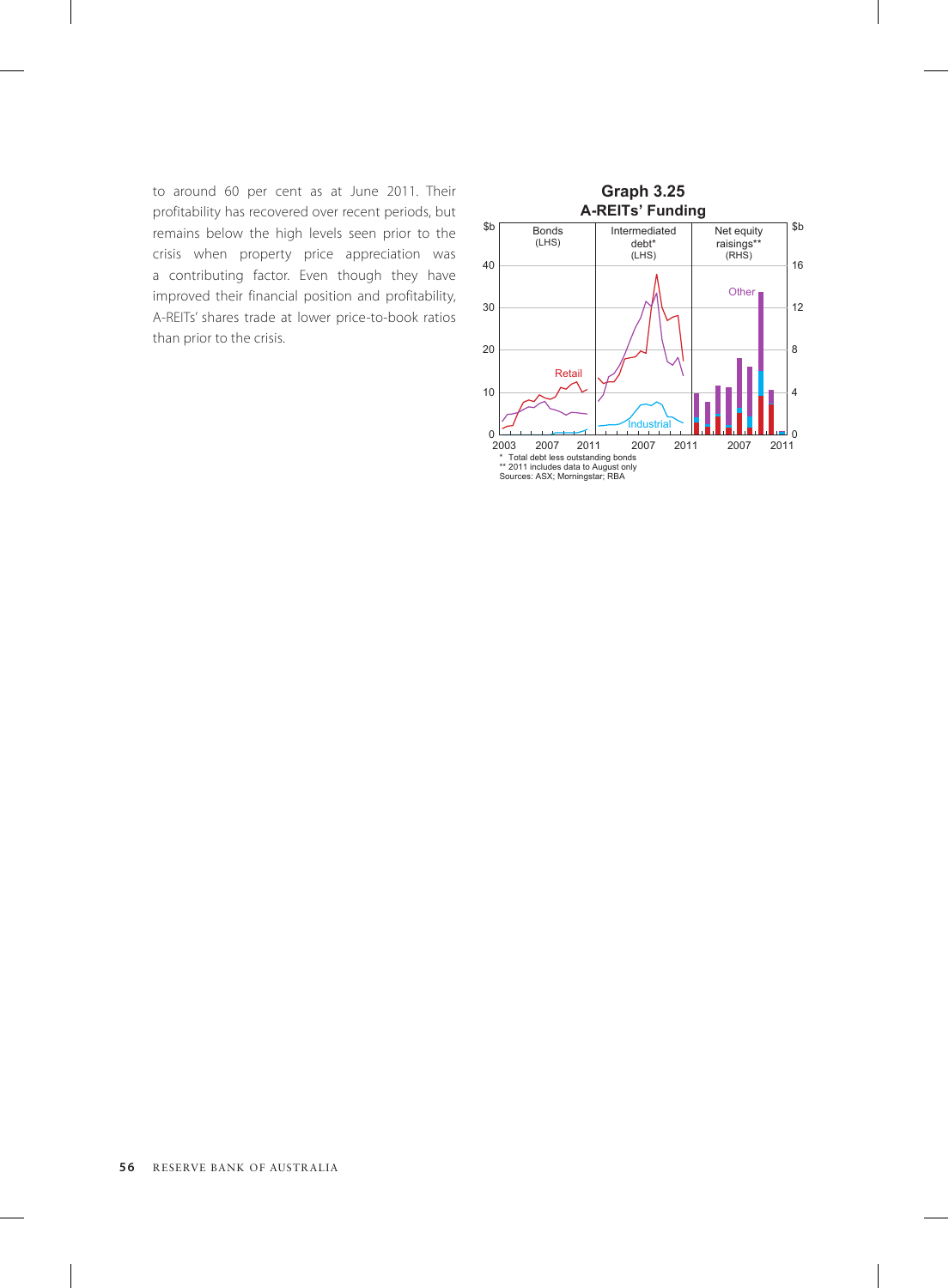to around 60 per cent as at June 2011. Their profitability has recovered over recent periods, but remains below the high levels seen prior to the crisis when property price appreciation was a contributing factor. Even though they have improved their financial position and profitability, A-REITs' shares trade at lower price-to-book ratios than prior to the crisis.

**Graph 3.25**
**A-REITs' Funding**

$b
Bonds (LHS)
Intermediated debt* (LHS)
Net equity raisings** (RHS)
$b

40, 30, 20, 10, 0
16, 12, 8, 4, 0

Retail
Industrial
Other

2003 2007 2011 2007 2011 2007 2011

\* Total debt less outstanding bonds
\*\* 2011 includes data to August only
Sources: ASX; Morningstar; RBA